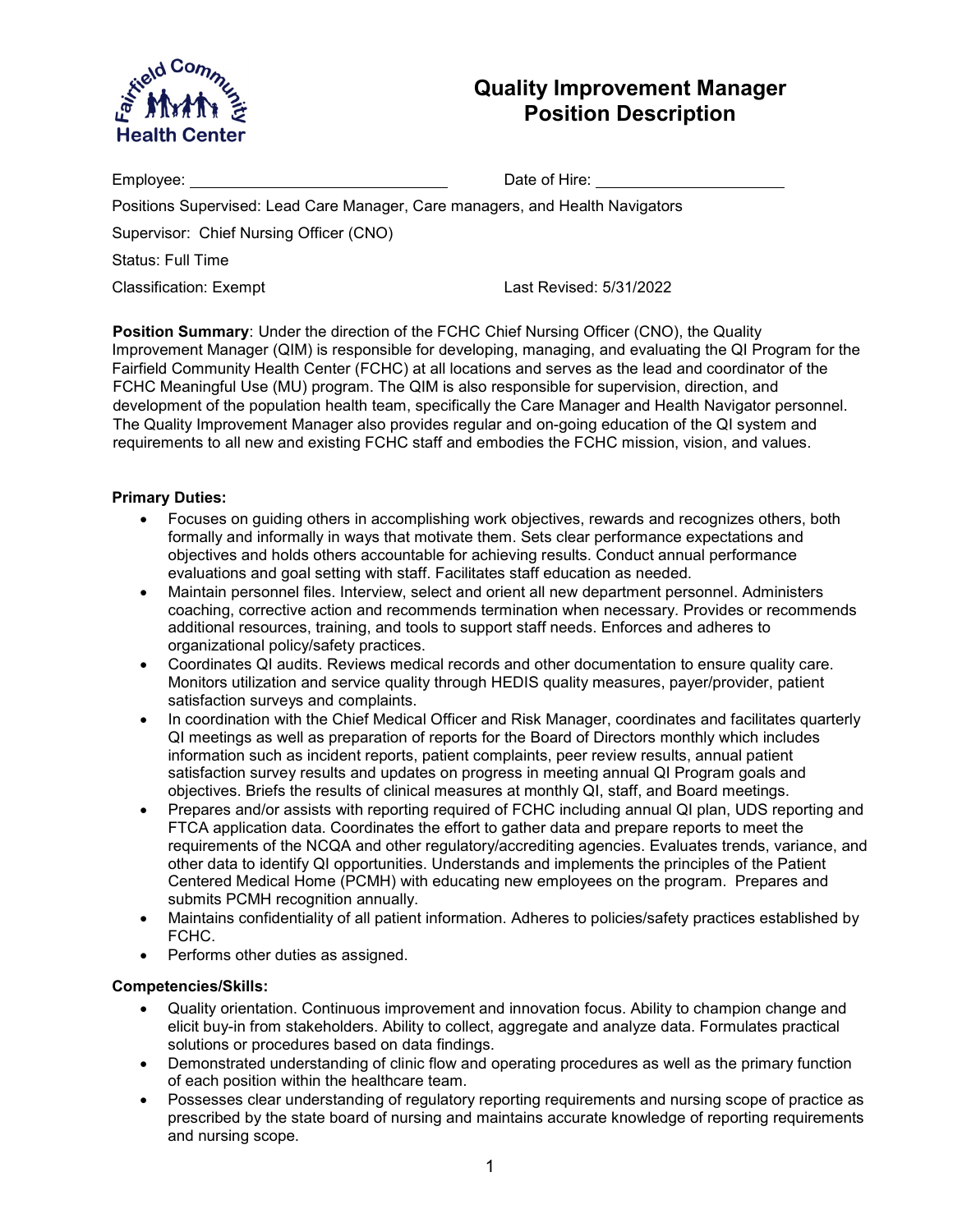Fairfield Community Health Center

# Quality Improvement Manager Position Description

Employee: ______________________________ Date of Hire: ______________________

Positions Supervised: Lead Care Manager, Care managers, and Health Navigators

Supervisor: Chief Nursing Officer (CNO)

Status: Full Time

Classification: Exempt Last Revised: 5/31/2022

**Position Summary**: Under the direction of the FCHC Chief Nursing Officer (CNO), the Quality Improvement Manager (QIM) is responsible for developing, managing, and evaluating the QI Program for the Fairfield Community Health Center (FCHC) at all locations and serves as the lead and coordinator of the FCHC Meaningful Use (MU) program. The QIM is also responsible for supervision, direction, and development of the population health team, specifically the Care Manager and Health Navigator personnel. The Quality Improvement Manager also provides regular and on-going education of the QI system and requirements to all new and existing FCHC staff and embodies the FCHC mission, vision, and values.

**Primary Duties:**

- Focuses on guiding others in accomplishing work objectives, rewards and recognizes others, both formally and informally in ways that motivate them. Sets clear performance expectations and objectives and holds others accountable for achieving results. Conduct annual performance evaluations and goal setting with staff. Facilitates staff education as needed.
- Maintain personnel files. Interview, select and orient all new department personnel. Administers coaching, corrective action and recommends termination when necessary. Provides or recommends additional resources, training, and tools to support staff needs. Enforces and adheres to organizational policy/safety practices.
- Coordinates QI audits. Reviews medical records and other documentation to ensure quality care. Monitors utilization and service quality through HEDIS quality measures, payer/provider, patient satisfaction surveys and complaints.
- In coordination with the Chief Medical Officer and Risk Manager, coordinates and facilitates quarterly QI meetings as well as preparation of reports for the Board of Directors monthly which includes information such as incident reports, patient complaints, peer review results, annual patient satisfaction survey results and updates on progress in meeting annual QI Program goals and objectives. Briefs the results of clinical measures at monthly QI, staff, and Board meetings.
- Prepares and/or assists with reporting required of FCHC including annual QI plan, UDS reporting and FTCA application data. Coordinates the effort to gather data and prepare reports to meet the requirements of the NCQA and other regulatory/accrediting agencies. Evaluates trends, variance, and other data to identify QI opportunities. Understands and implements the principles of the Patient Centered Medical Home (PCMH) with educating new employees on the program. Prepares and submits PCMH recognition annually.
- Maintains confidentiality of all patient information. Adheres to policies/safety practices established by FCHC.
- Performs other duties as assigned.

**Competencies/Skills:**

- Quality orientation. Continuous improvement and innovation focus. Ability to champion change and elicit buy-in from stakeholders. Ability to collect, aggregate and analyze data. Formulates practical solutions or procedures based on data findings.
- Demonstrated understanding of clinic flow and operating procedures as well as the primary function of each position within the healthcare team.
- Possesses clear understanding of regulatory reporting requirements and nursing scope of practice as prescribed by the state board of nursing and maintains accurate knowledge of reporting requirements and nursing scope.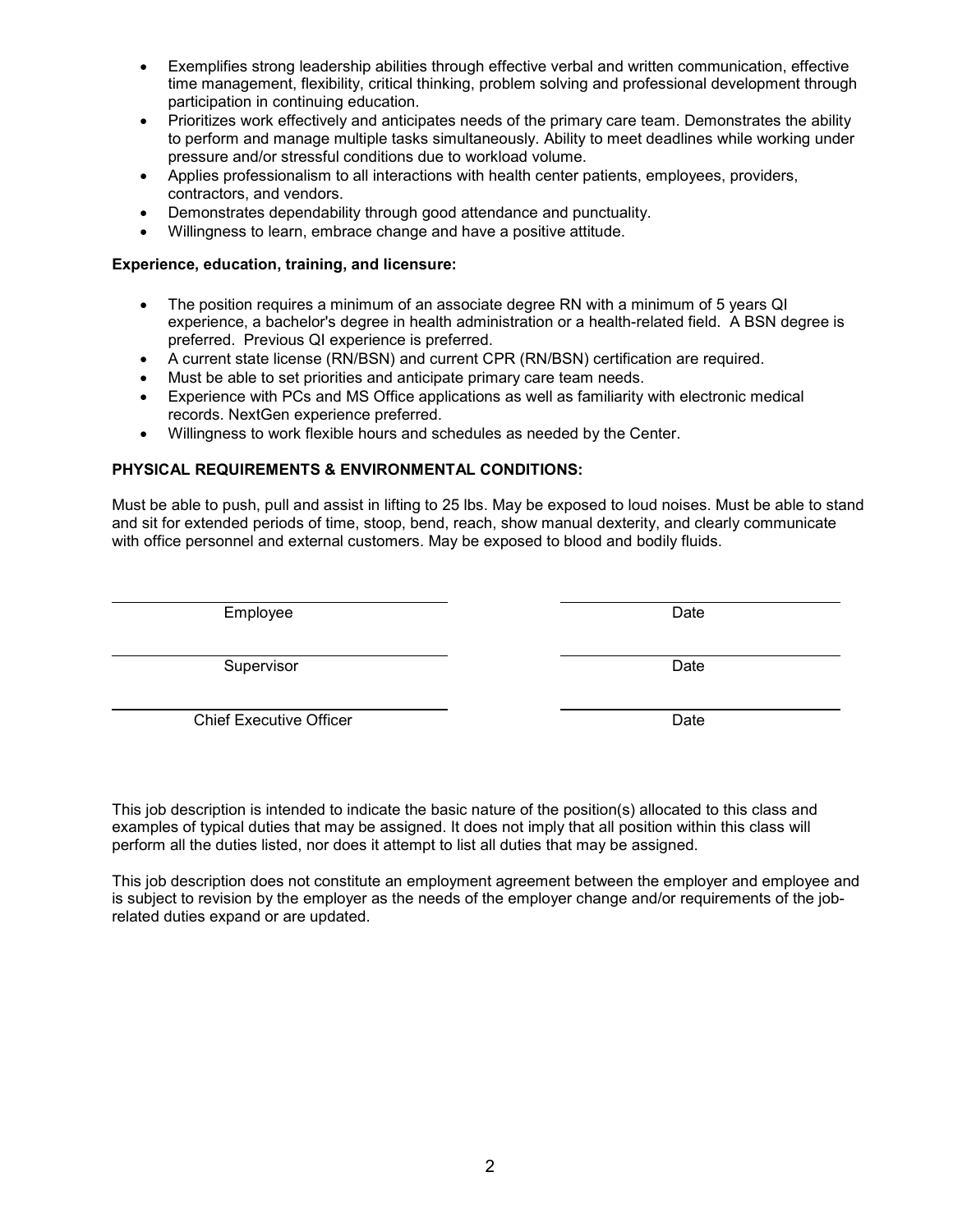- Exemplifies strong leadership abilities through effective verbal and written communication, effective time management, flexibility, critical thinking, problem solving and professional development through participation in continuing education.
- Prioritizes work effectively and anticipates needs of the primary care team. Demonstrates the ability to perform and manage multiple tasks simultaneously. Ability to meet deadlines while working under pressure and/or stressful conditions due to workload volume.
- Applies professionalism to all interactions with health center patients, employees, providers, contractors, and vendors.
- Demonstrates dependability through good attendance and punctuality.
- Willingness to learn, embrace change and have a positive attitude.

**Experience, education, training, and licensure:**

- The position requires a minimum of an associate degree RN with a minimum of 5 years QI experience, a bachelor's degree in health administration or a health-related field. A BSN degree is preferred. Previous QI experience is preferred.
- A current state license (RN/BSN) and current CPR (RN/BSN) certification are required.
- Must be able to set priorities and anticipate primary care team needs.
- Experience with PCs and MS Office applications as well as familiarity with electronic medical records. NextGen experience preferred.
- Willingness to work flexible hours and schedules as needed by the Center.

**PHYSICAL REQUIREMENTS & ENVIRONMENTAL CONDITIONS:**

Must be able to push, pull and assist in lifting to 25 lbs. May be exposed to loud noises. Must be able to stand and sit for extended periods of time, stoop, bend, reach, show manual dexterity, and clearly communicate with office personnel and external customers. May be exposed to blood and bodily fluids.

\_\_\_\_\_\_\_\_\_\_\_\_\_\_\_\_\_\_\_\_\_\_\_\_\_\_\_\_\_\_ \_\_\_\_\_\_\_\_\_\_\_\_\_\_\_\_\_\_\_\_

Employee Date

\_\_\_\_\_\_\_\_\_\_\_\_\_\_\_\_\_\_\_\_\_\_\_\_\_\_\_\_\_\_ \_\_\_\_\_\_\_\_\_\_\_\_\_\_\_\_\_\_\_\_

Supervisor Date

\_\_\_\_\_\_\_\_\_\_\_\_\_\_\_\_\_\_\_\_\_\_\_\_\_\_\_\_\_\_ \_\_\_\_\_\_\_\_\_\_\_\_\_\_\_\_\_\_\_\_

Chief Executive Officer Date

This job description is intended to indicate the basic nature of the position(s) allocated to this class and examples of typical duties that may be assigned. It does not imply that all position within this class will perform all the duties listed, nor does it attempt to list all duties that may be assigned.

This job description does not constitute an employment agreement between the employer and employee and is subject to revision by the employer as the needs of the employer change and/or requirements of the job-related duties expand or are updated.